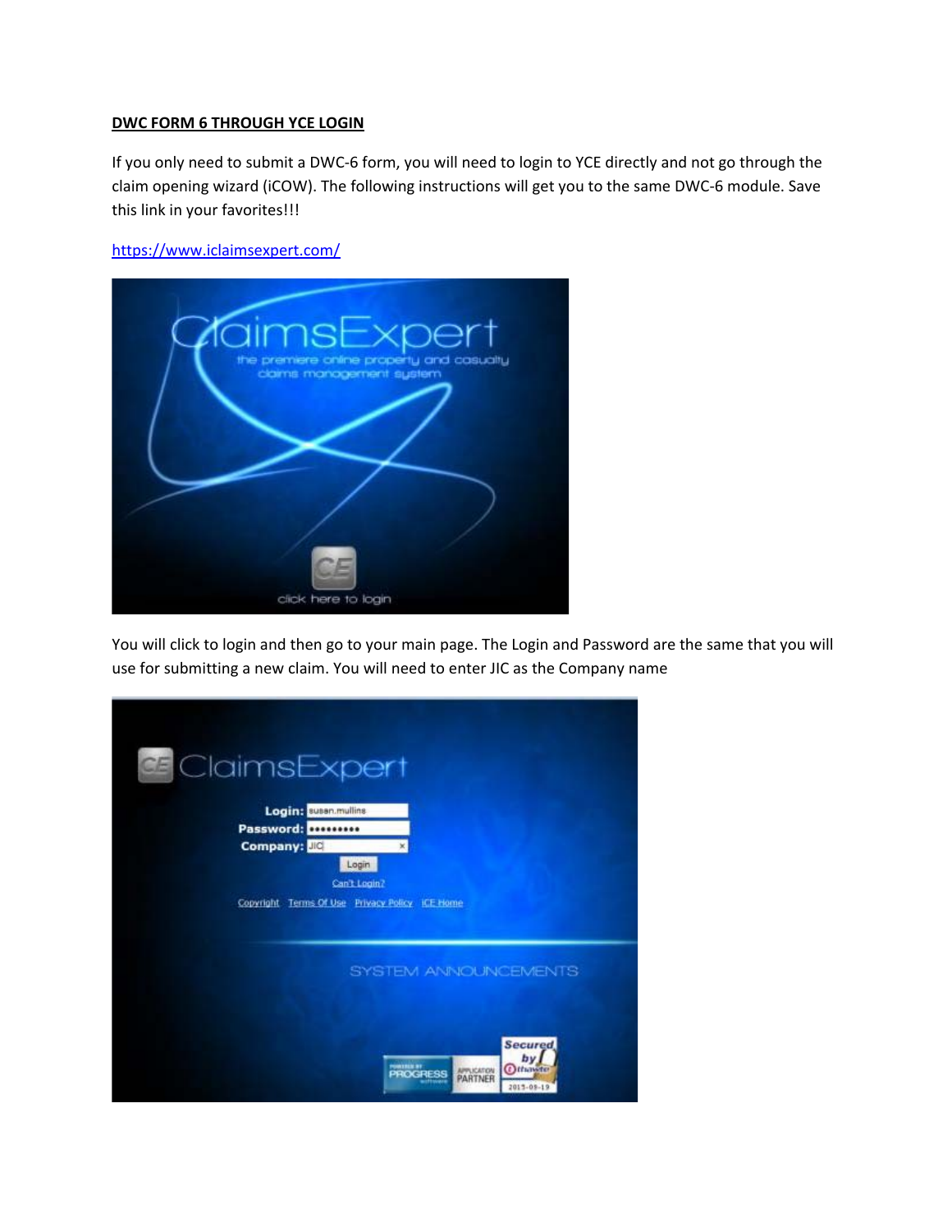**DWC FORM 6 THROUGH YCE LOGIN**

If you only need to submit a DWC-6 form, you will need to login to YCE directly and not go through the claim opening wizard (iCOW). The following instructions will get you to the same DWC-6 module. Save this link in your favorites!!!

https://www.iclaimsexpert.com/

You will click to login and then go to your main page. The Login and Password are the same that you will use for submitting a new claim. You will need to enter JIC as the Company name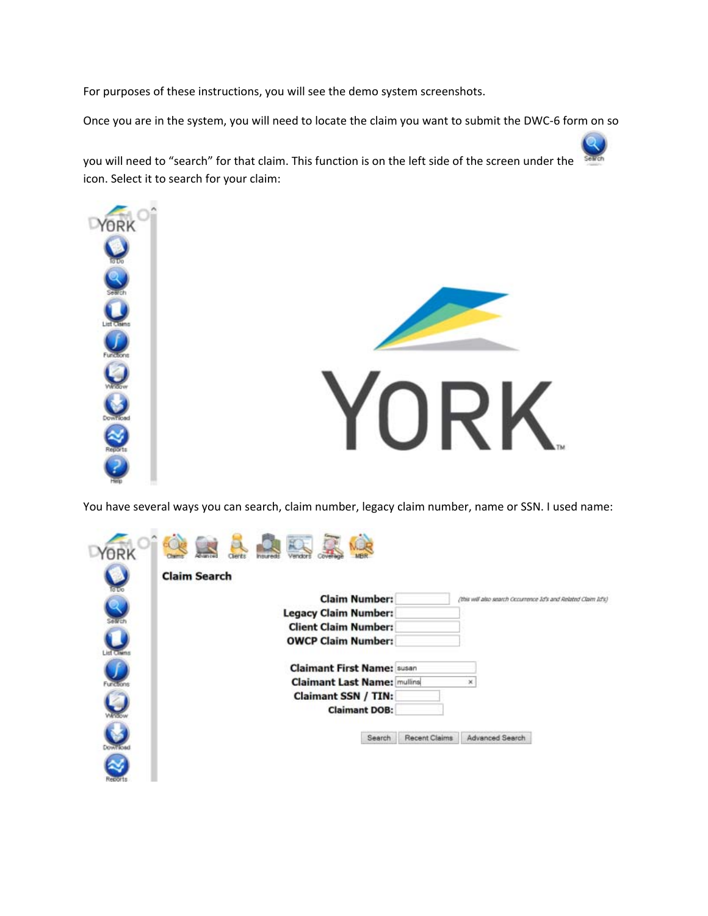For purposes of these instructions, you will see the demo system screenshots.

Once you are in the system, you will need to locate the claim you want to submit the DWC-6 form on so you will need to "search" for that claim. This function is on the left side of the screen under the Search icon. Select it to search for your claim:

You have several ways you can search, claim number, legacy claim number, name or SSN. I used name: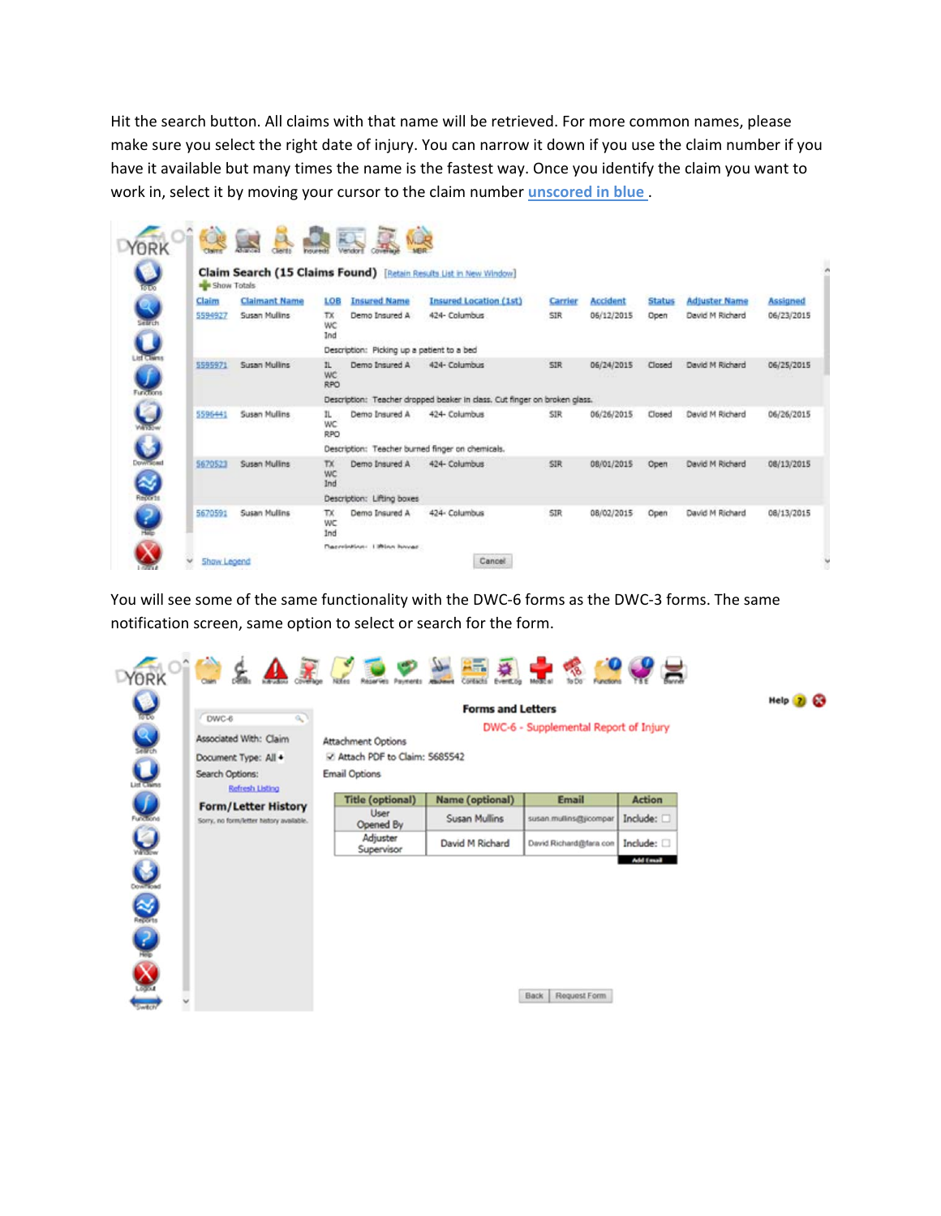Hit the search button. All claims with that name will be retrieved. For more common names, please make sure you select the right date of injury. You can narrow it down if you use the claim number if you have it available but many times the name is the fastest way. Once you identify the claim you want to work in, select it by moving your cursor to the claim number unscored in blue .

You will see some of the same functionality with the DWC-6 forms as the DWC-3 forms. The same notification screen, same option to select or search for the form.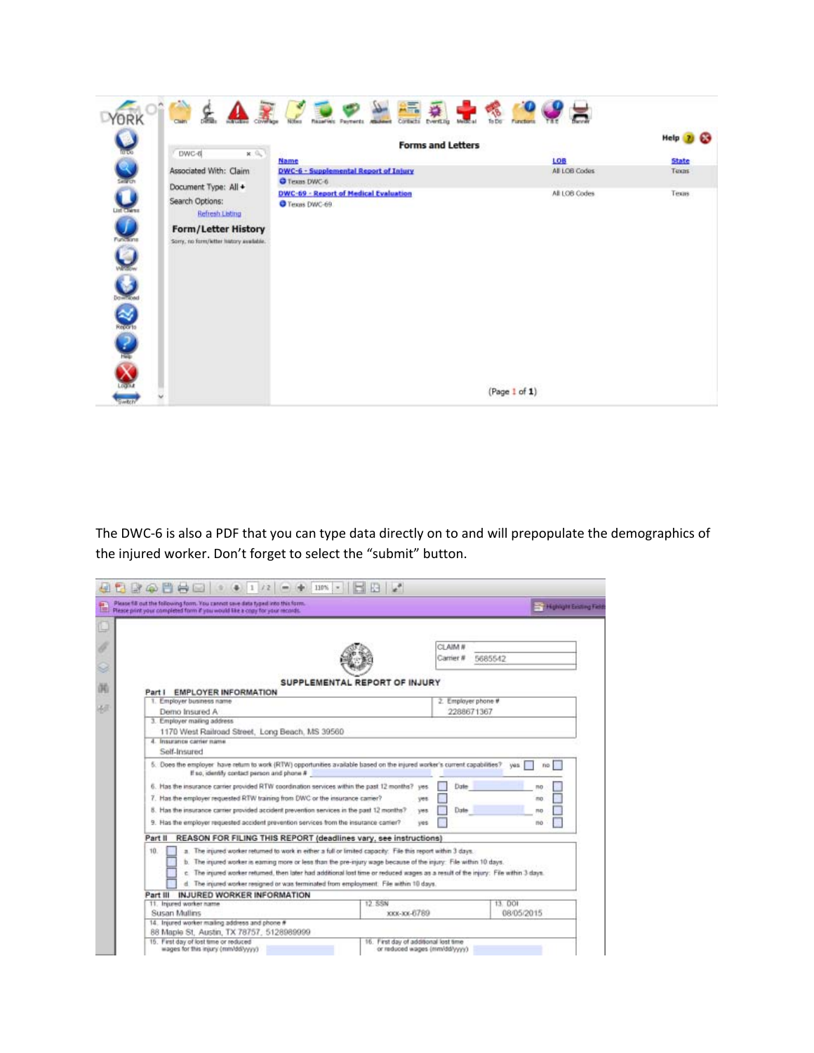The DWC-6 is also a PDF that you can type data directly on to and will prepopulate the demographics of the injured worker. Don't forget to select the "submit" button.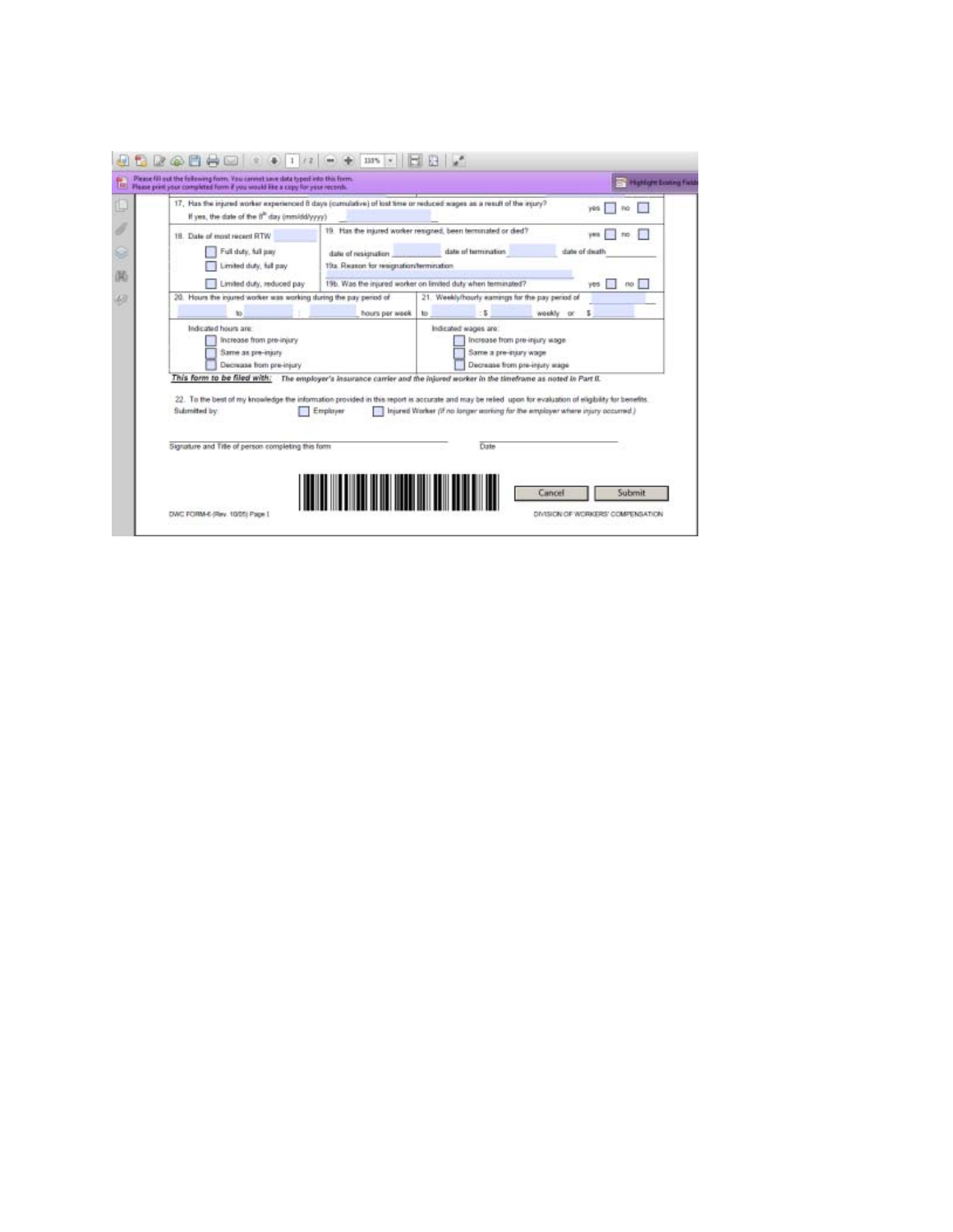Please fill out the following form. You cannot save data typed into this form.
Please print your completed form if you would like a copy for your records.

Highlight Existing Fields

17. Has the injured worker experienced 8 days (cumulative) of lost time or reduced wages as a result of the injury? yes ☐ no ☐

If yes, the date of the 8th day (mm/dd/yyyy) ______

18. Date of most recent RTW ______

☐ Full duty, full pay

☐ Limited duty, full pay

☐ Limited duty, reduced pay

19. Has the injured worker resigned, been terminated or died? yes ☐ no ☐

date of resignation ______ date of termination ______ date of death ______

19a. Reason for resignation/termination ______

19b. Was the injured worker on limited duty when terminated? yes ☐ no ☐

20. Hours the injured worker was working during the pay period of ______ to ______ : ______ hours per week

Indicated hours are:

☐ Increase from pre-injury

☐ Same as pre-injury

☐ Decrease from pre-injury

21. Weekly/hourly earnings for the pay period of ______ to ______ : $ ______ weekly or $ ______

Indicated wages are:

☐ Increase from pre-injury wage

☐ Same a pre-injury wage

☐ Decrease from pre-injury wage

***This form to be filed with:*** *The employer's insurance carrier and the injured worker in the timeframe as noted in Part II.*

22. To the best of my knowledge the information provided in this report is accurate and may be relied upon for evaluation of eligibility for benefits.

Submitted by: ☐ Employer ☐ Injured Worker *(If no longer working for the employer where injury occurred.)*

______________________________ ______________

Signature and Title of person completing this form Date

Cancel Submit

DWC FORM-6 (Rev. 10/05) Page 1

DIVISION OF WORKERS' COMPENSATION